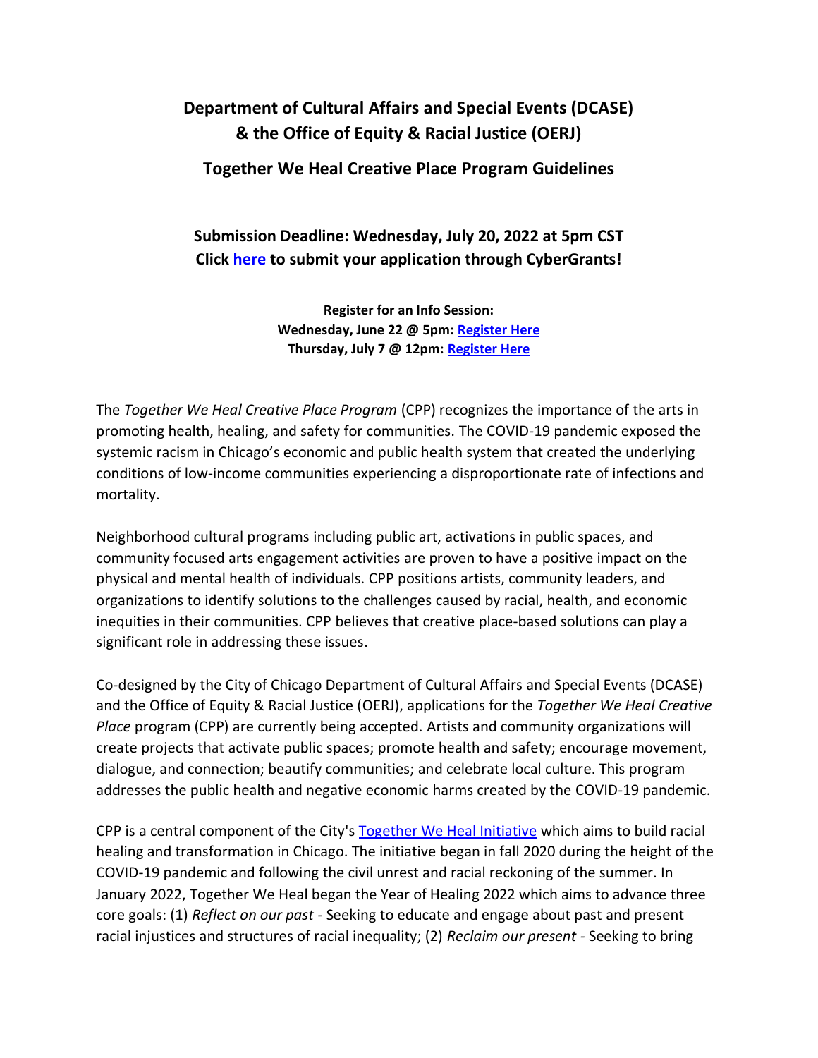# Department of Cultural Affairs and Special Events (DCASE) & the Office of Equity & Racial Justice (OERJ)

## Together We Heal Creative Place Program Guidelines

### Submission Deadline: Wednesday, July 20, 2022 at 5pm CST
### Click [here]() to submit your application through CyberGrants!

**Register for an Info Session:**
**Wednesday, June 22 @ 5pm: [Register Here]()**
**Thursday, July 7 @ 12pm: [Register Here]()**

The *Together We Heal Creative Place Program* (CPP) recognizes the importance of the arts in promoting health, healing, and safety for communities. The COVID-19 pandemic exposed the systemic racism in Chicago's economic and public health system that created the underlying conditions of low-income communities experiencing a disproportionate rate of infections and mortality.

Neighborhood cultural programs including public art, activations in public spaces, and community focused arts engagement activities are proven to have a positive impact on the physical and mental health of individuals. CPP positions artists, community leaders, and organizations to identify solutions to the challenges caused by racial, health, and economic inequities in their communities. CPP believes that creative place-based solutions can play a significant role in addressing these issues.

Co-designed by the City of Chicago Department of Cultural Affairs and Special Events (DCASE) and the Office of Equity & Racial Justice (OERJ), applications for the *Together We Heal Creative Place* program (CPP) are currently being accepted. Artists and community organizations will create projects that activate public spaces; promote health and safety; encourage movement, dialogue, and connection; beautify communities; and celebrate local culture. This program addresses the public health and negative economic harms created by the COVID-19 pandemic.

CPP is a central component of the City's [Together We Heal Initiative]() which aims to build racial healing and transformation in Chicago. The initiative began in fall 2020 during the height of the COVID-19 pandemic and following the civil unrest and racial reckoning of the summer. In January 2022, Together We Heal began the Year of Healing 2022 which aims to advance three core goals: (1) *Reflect on our past* - Seeking to educate and engage about past and present racial injustices and structures of racial inequality; (2) *Reclaim our present* - Seeking to bring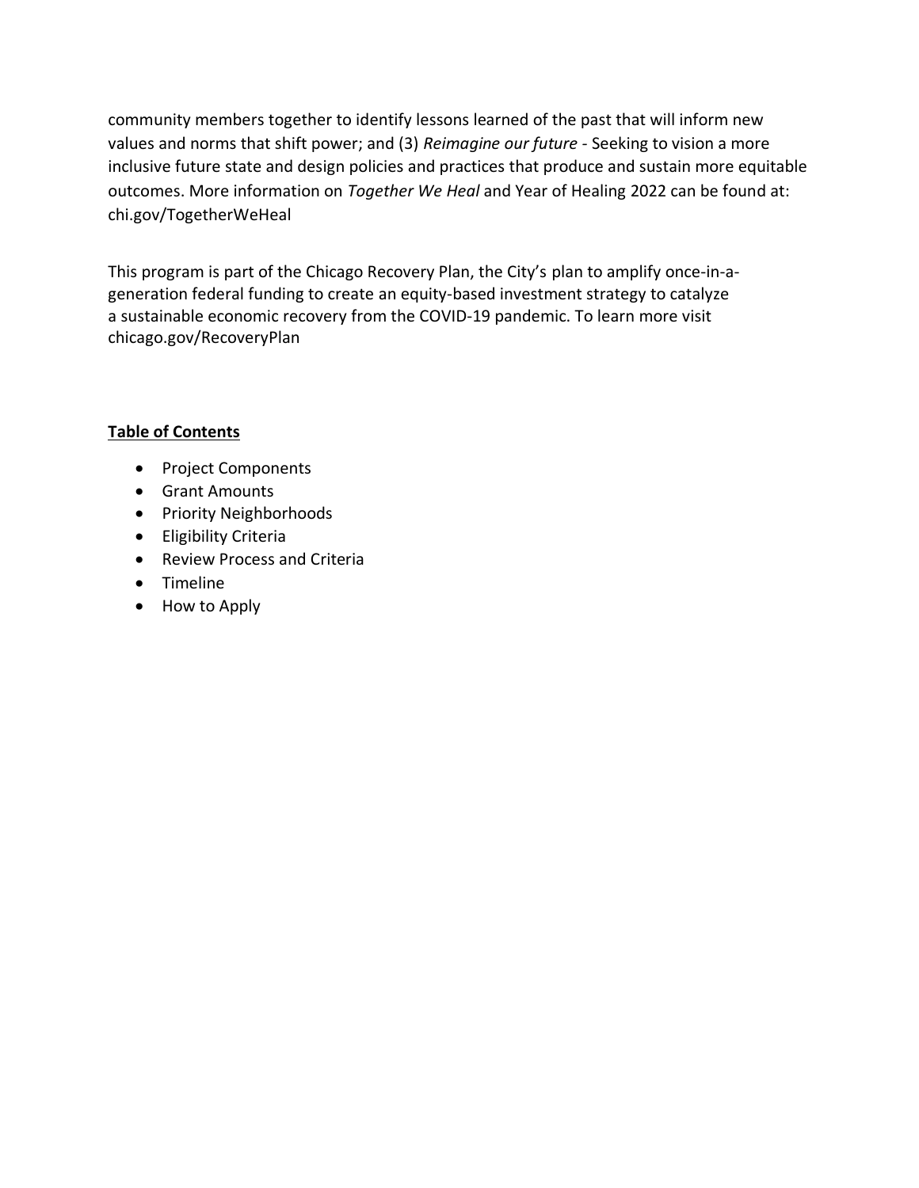community members together to identify lessons learned of the past that will inform new values and norms that shift power; and (3) *Reimagine our future* - Seeking to vision a more inclusive future state and design policies and practices that produce and sustain more equitable outcomes. More information on *Together We Heal* and Year of Healing 2022 can be found at: chi.gov/TogetherWeHeal

This program is part of the Chicago Recovery Plan, the City's plan to amplify once-in-a-generation federal funding to create an equity-based investment strategy to catalyze a sustainable economic recovery from the COVID-19 pandemic. To learn more visit chicago.gov/RecoveryPlan

**Table of Contents**

- Project Components
- Grant Amounts
- Priority Neighborhoods
- Eligibility Criteria
- Review Process and Criteria
- Timeline
- How to Apply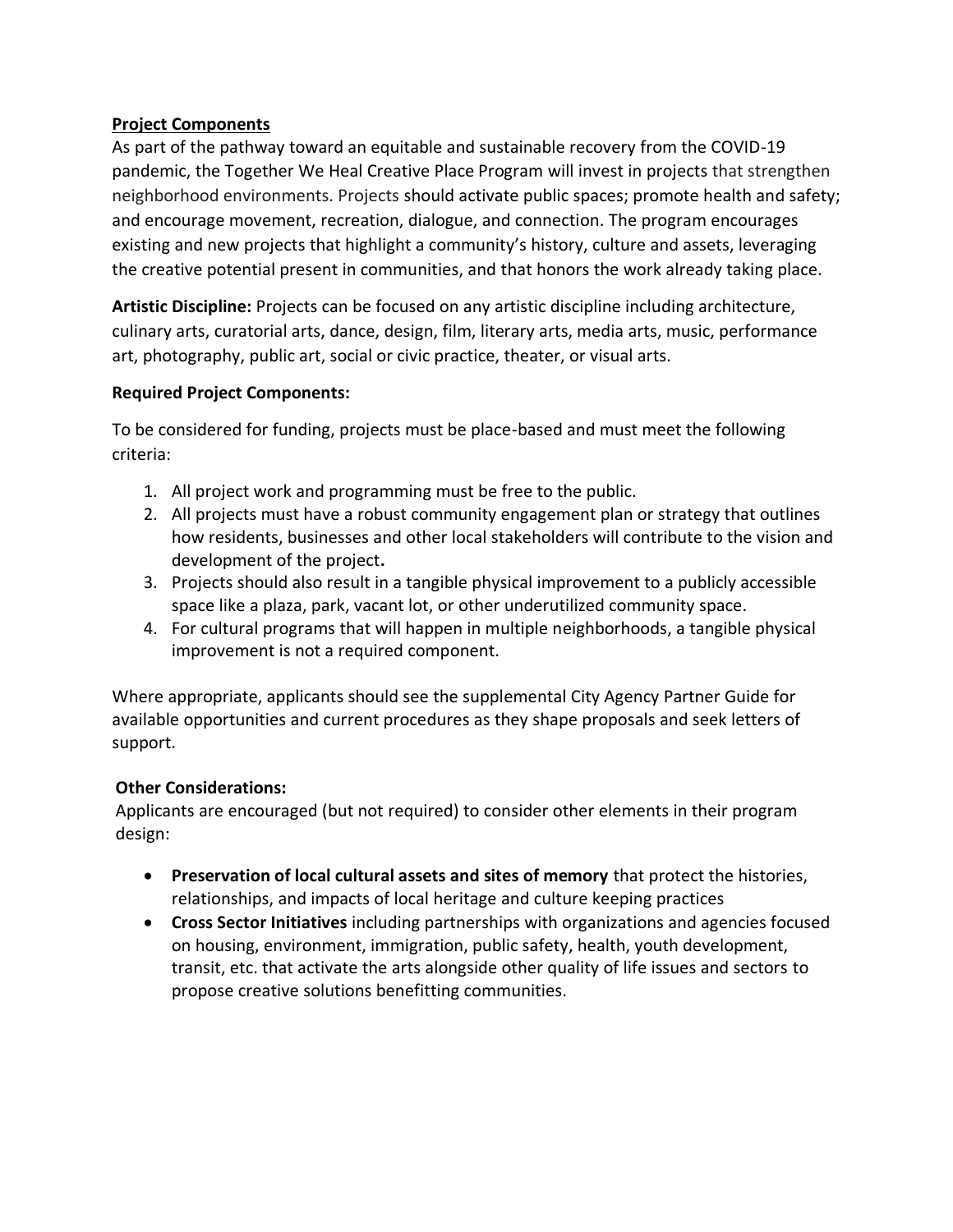## Project Components

As part of the pathway toward an equitable and sustainable recovery from the COVID-19 pandemic, the Together We Heal Creative Place Program will invest in projects that strengthen neighborhood environments. Projects should activate public spaces; promote health and safety; and encourage movement, recreation, dialogue, and connection. The program encourages existing and new projects that highlight a community's history, culture and assets, leveraging the creative potential present in communities, and that honors the work already taking place.

**Artistic Discipline:** Projects can be focused on any artistic discipline including architecture, culinary arts, curatorial arts, dance, design, film, literary arts, media arts, music, performance art, photography, public art, social or civic practice, theater, or visual arts.

**Required Project Components:**

To be considered for funding, projects must be place-based and must meet the following criteria:

1. All project work and programming must be free to the public.
2. All projects must have a robust community engagement plan or strategy that outlines how residents, businesses and other local stakeholders will contribute to the vision and development of the project**.**
3. Projects should also result in a tangible physical improvement to a publicly accessible space like a plaza, park, vacant lot, or other underutilized community space.
4. For cultural programs that will happen in multiple neighborhoods, a tangible physical improvement is not a required component.

Where appropriate, applicants should see the supplemental City Agency Partner Guide for available opportunities and current procedures as they shape proposals and seek letters of support.

**Other Considerations:**

Applicants are encouraged (but not required) to consider other elements in their program design:

- **Preservation of local cultural assets and sites of memory** that protect the histories, relationships, and impacts of local heritage and culture keeping practices
- **Cross Sector Initiatives** including partnerships with organizations and agencies focused on housing, environment, immigration, public safety, health, youth development, transit, etc. that activate the arts alongside other quality of life issues and sectors to propose creative solutions benefitting communities.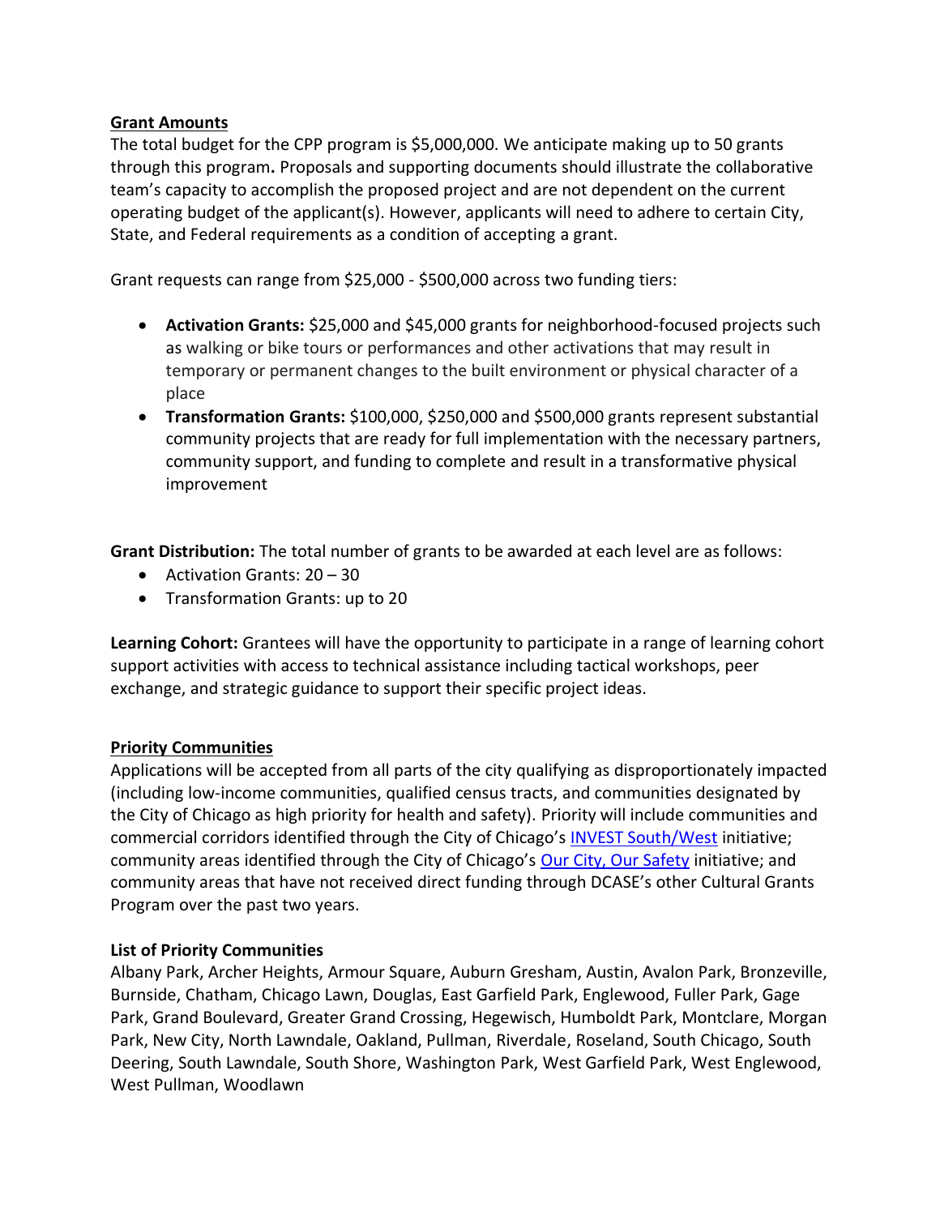## Grant Amounts

The total budget for the CPP program is $5,000,000. We anticipate making up to 50 grants through this program**.** Proposals and supporting documents should illustrate the collaborative team's capacity to accomplish the proposed project and are not dependent on the current operating budget of the applicant(s). However, applicants will need to adhere to certain City, State, and Federal requirements as a condition of accepting a grant.

Grant requests can range from $25,000 - $500,000 across two funding tiers:

- **Activation Grants:** $25,000 and $45,000 grants for neighborhood-focused projects such as walking or bike tours or performances and other activations that may result in temporary or permanent changes to the built environment or physical character of a place
- **Transformation Grants:** $100,000, $250,000 and $500,000 grants represent substantial community projects that are ready for full implementation with the necessary partners, community support, and funding to complete and result in a transformative physical improvement

**Grant Distribution:** The total number of grants to be awarded at each level are as follows:

- Activation Grants: 20 – 30
- Transformation Grants: up to 20

**Learning Cohort:** Grantees will have the opportunity to participate in a range of learning cohort support activities with access to technical assistance including tactical workshops, peer exchange, and strategic guidance to support their specific project ideas.

## Priority Communities

Applications will be accepted from all parts of the city qualifying as disproportionately impacted (including low-income communities, qualified census tracts, and communities designated by the City of Chicago as high priority for health and safety). Priority will include communities and commercial corridors identified through the City of Chicago's INVEST South/West initiative; community areas identified through the City of Chicago's Our City, Our Safety initiative; and community areas that have not received direct funding through DCASE's other Cultural Grants Program over the past two years.

### List of Priority Communities

Albany Park, Archer Heights, Armour Square, Auburn Gresham, Austin, Avalon Park, Bronzeville, Burnside, Chatham, Chicago Lawn, Douglas, East Garfield Park, Englewood, Fuller Park, Gage Park, Grand Boulevard, Greater Grand Crossing, Hegewisch, Humboldt Park, Montclare, Morgan Park, New City, North Lawndale, Oakland, Pullman, Riverdale, Roseland, South Chicago, South Deering, South Lawndale, South Shore, Washington Park, West Garfield Park, West Englewood, West Pullman, Woodlawn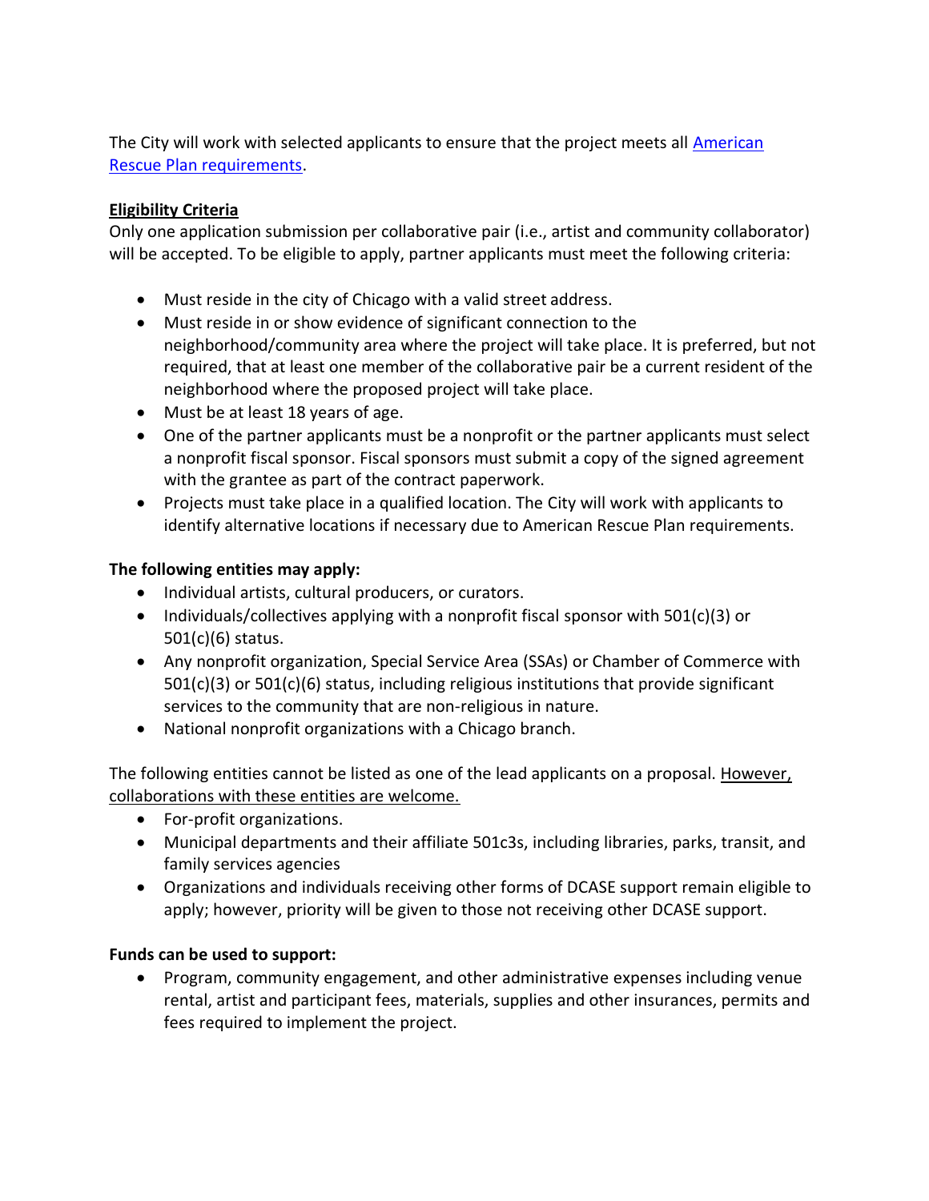The City will work with selected applicants to ensure that the project meets all [American Rescue Plan requirements](#).

**Eligibility Criteria**

Only one application submission per collaborative pair (i.e., artist and community collaborator) will be accepted. To be eligible to apply, partner applicants must meet the following criteria:

- Must reside in the city of Chicago with a valid street address.
- Must reside in or show evidence of significant connection to the neighborhood/community area where the project will take place. It is preferred, but not required, that at least one member of the collaborative pair be a current resident of the neighborhood where the proposed project will take place.
- Must be at least 18 years of age.
- One of the partner applicants must be a nonprofit or the partner applicants must select a nonprofit fiscal sponsor. Fiscal sponsors must submit a copy of the signed agreement with the grantee as part of the contract paperwork.
- Projects must take place in a qualified location. The City will work with applicants to identify alternative locations if necessary due to American Rescue Plan requirements.

**The following entities may apply:**

- Individual artists, cultural producers, or curators.
- Individuals/collectives applying with a nonprofit fiscal sponsor with 501(c)(3) or 501(c)(6) status.
- Any nonprofit organization, Special Service Area (SSAs) or Chamber of Commerce with 501(c)(3) or 501(c)(6) status, including religious institutions that provide significant services to the community that are non-religious in nature.
- National nonprofit organizations with a Chicago branch.

The following entities cannot be listed as one of the lead applicants on a proposal. However, collaborations with these entities are welcome.

- For-profit organizations.
- Municipal departments and their affiliate 501c3s, including libraries, parks, transit, and family services agencies
- Organizations and individuals receiving other forms of DCASE support remain eligible to apply; however, priority will be given to those not receiving other DCASE support.

**Funds can be used to support:**

- Program, community engagement, and other administrative expenses including venue rental, artist and participant fees, materials, supplies and other insurances, permits and fees required to implement the project.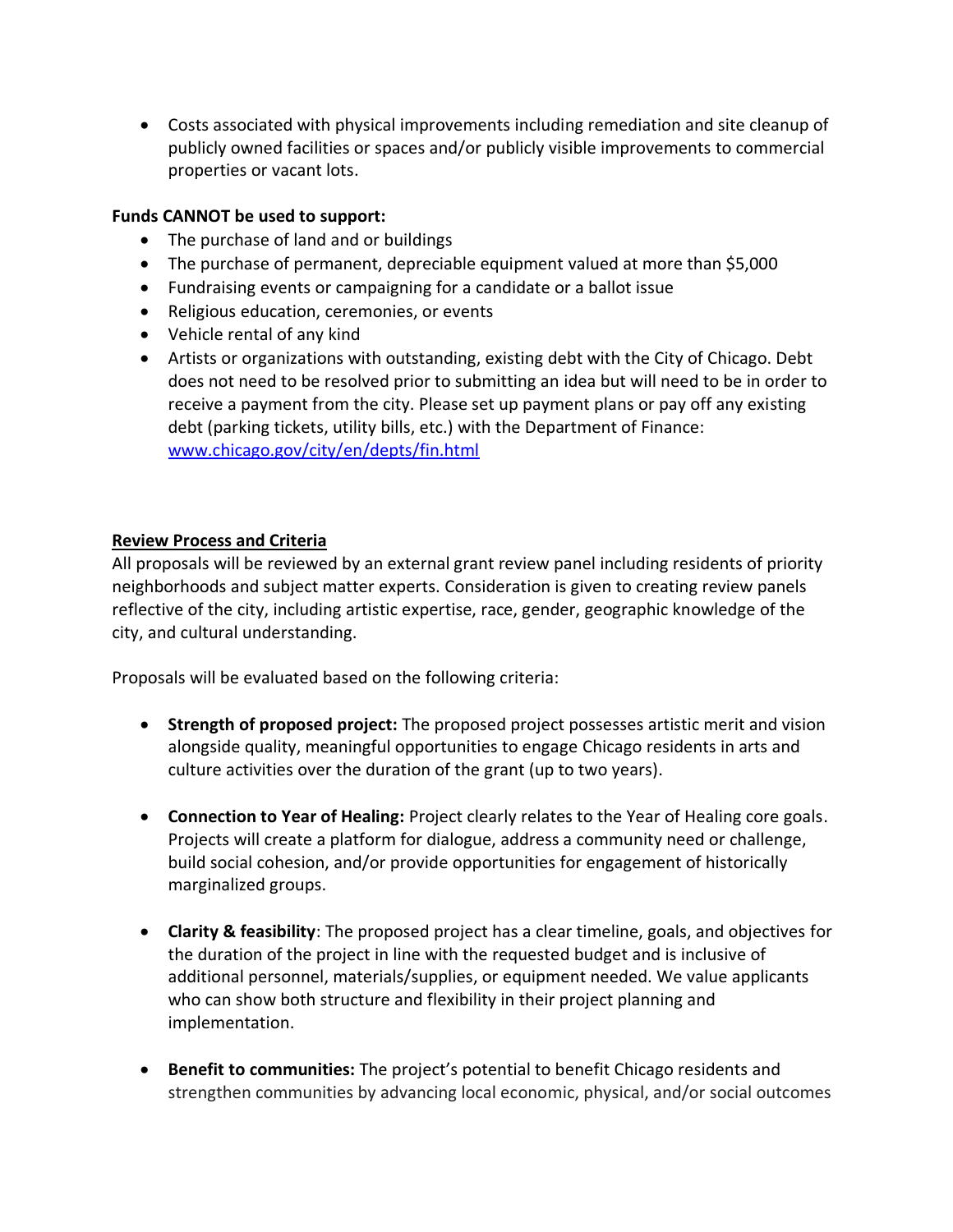- Costs associated with physical improvements including remediation and site cleanup of publicly owned facilities or spaces and/or publicly visible improvements to commercial properties or vacant lots.

**Funds CANNOT be used to support:**

- The purchase of land and or buildings
- The purchase of permanent, depreciable equipment valued at more than $5,000
- Fundraising events or campaigning for a candidate or a ballot issue
- Religious education, ceremonies, or events
- Vehicle rental of any kind
- Artists or organizations with outstanding, existing debt with the City of Chicago. Debt does not need to be resolved prior to submitting an idea but will need to be in order to receive a payment from the city. Please set up payment plans or pay off any existing debt (parking tickets, utility bills, etc.) with the Department of Finance: [www.chicago.gov/city/en/depts/fin.html](www.chicago.gov/city/en/depts/fin.html)

**Review Process and Criteria**

All proposals will be reviewed by an external grant review panel including residents of priority neighborhoods and subject matter experts. Consideration is given to creating review panels reflective of the city, including artistic expertise, race, gender, geographic knowledge of the city, and cultural understanding.

Proposals will be evaluated based on the following criteria:

- **Strength of proposed project:** The proposed project possesses artistic merit and vision alongside quality, meaningful opportunities to engage Chicago residents in arts and culture activities over the duration of the grant (up to two years).

- **Connection to Year of Healing:** Project clearly relates to the Year of Healing core goals. Projects will create a platform for dialogue, address a community need or challenge, build social cohesion, and/or provide opportunities for engagement of historically marginalized groups.

- **Clarity & feasibility**: The proposed project has a clear timeline, goals, and objectives for the duration of the project in line with the requested budget and is inclusive of additional personnel, materials/supplies, or equipment needed. We value applicants who can show both structure and flexibility in their project planning and implementation.

- **Benefit to communities:** The project's potential to benefit Chicago residents and strengthen communities by advancing local economic, physical, and/or social outcomes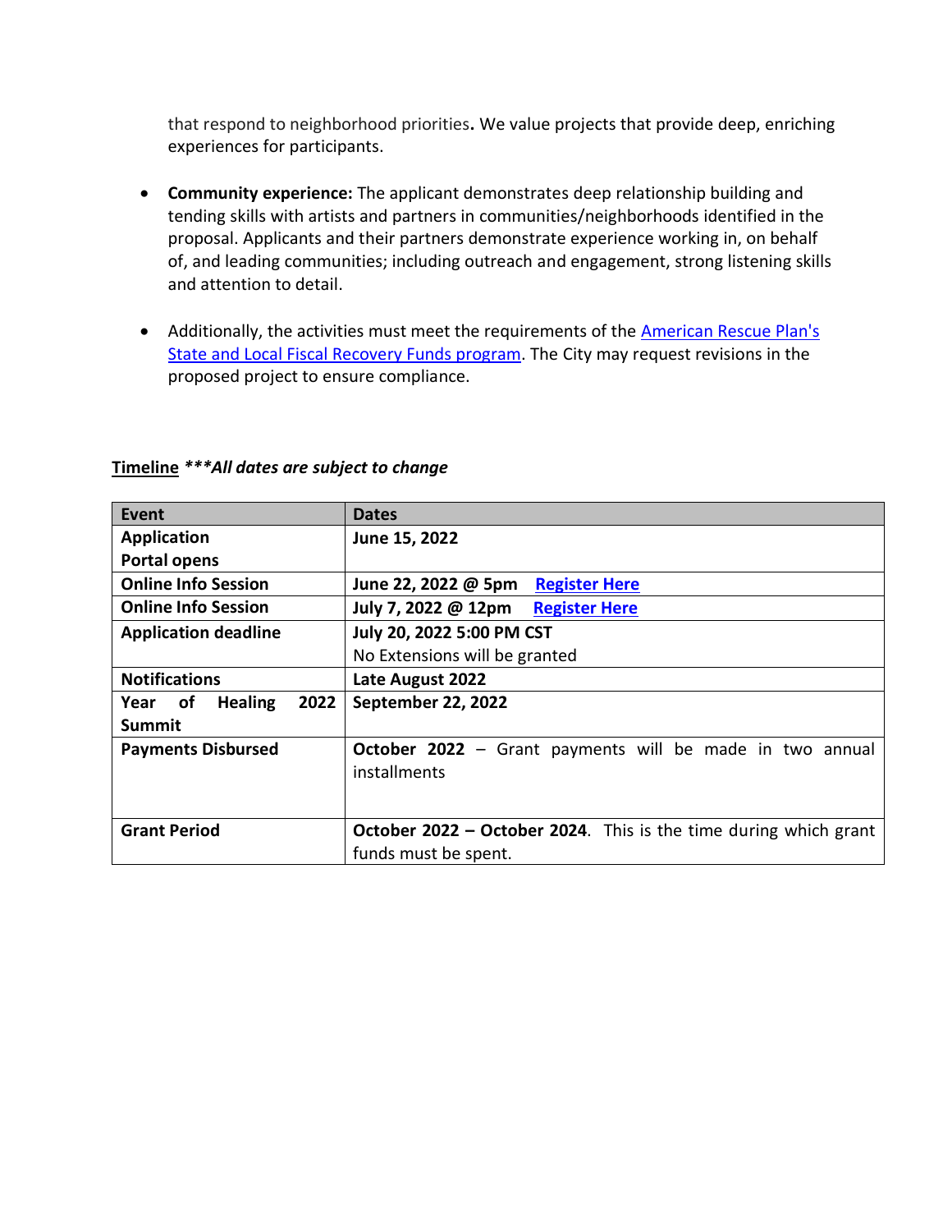that respond to neighborhood priorities**.** We value projects that provide deep, enriching experiences for participants.

- **Community experience:** The applicant demonstrates deep relationship building and tending skills with artists and partners in communities/neighborhoods identified in the proposal. Applicants and their partners demonstrate experience working in, on behalf of, and leading communities; including outreach and engagement, strong listening skills and attention to detail.

- Additionally, the activities must meet the requirements of the American Rescue Plan's State and Local Fiscal Recovery Funds program. The City may request revisions in the proposed project to ensure compliance.

**Timeline** ***\*\*\*All dates are subject to change***

| Event | Dates |
| --- | --- |
| **Application Portal opens** | **June 15, 2022** |
| **Online Info Session** | **June 22, 2022 @ 5pm** **Register Here** |
| **Online Info Session** | **July 7, 2022 @ 12pm** **Register Here** |
| **Application deadline** | **July 20, 2022 5:00 PM CST**<br>No Extensions will be granted |
| **Notifications** | **Late August 2022** |
| **Year of Healing 2022 Summit** | **September 22, 2022** |
| **Payments Disbursed** | **October 2022** – Grant payments will be made in two annual installments |
| **Grant Period** | **October 2022 – October 2024**. This is the time during which grant funds must be spent. |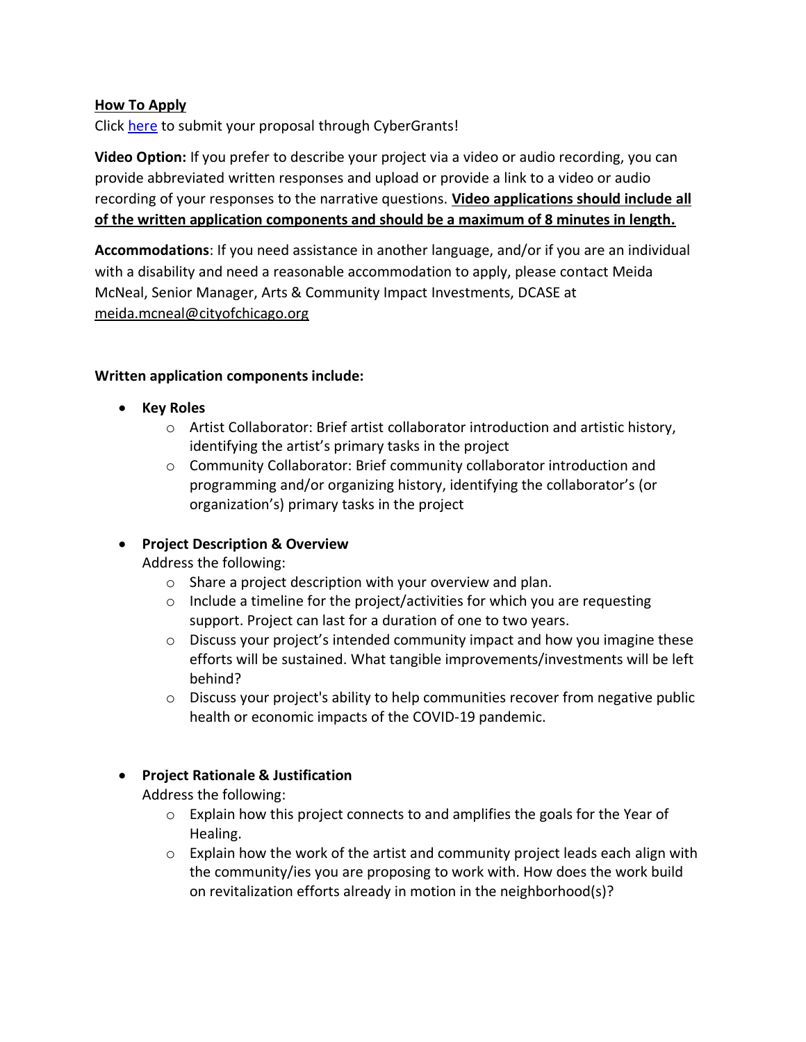**How To Apply**

Click [here](#) to submit your proposal through CyberGrants!

**Video Option:** If you prefer to describe your project via a video or audio recording, you can provide abbreviated written responses and upload or provide a link to a video or audio recording of your responses to the narrative questions. **Video applications should include all of the written application components and should be a maximum of 8 minutes in length.**

**Accommodations**: If you need assistance in another language, and/or if you are an individual with a disability and need a reasonable accommodation to apply, please contact Meida McNeal, Senior Manager, Arts & Community Impact Investments, DCASE at meida.mcneal@cityofchicago.org

**Written application components include:**

- **Key Roles**
  - Artist Collaborator: Brief artist collaborator introduction and artistic history, identifying the artist's primary tasks in the project
  - Community Collaborator: Brief community collaborator introduction and programming and/or organizing history, identifying the collaborator's (or organization's) primary tasks in the project

- **Project Description & Overview**

  Address the following:
  - Share a project description with your overview and plan.
  - Include a timeline for the project/activities for which you are requesting support. Project can last for a duration of one to two years.
  - Discuss your project's intended community impact and how you imagine these efforts will be sustained. What tangible improvements/investments will be left behind?
  - Discuss your project's ability to help communities recover from negative public health or economic impacts of the COVID-19 pandemic.

- **Project Rationale & Justification**

  Address the following:
  - Explain how this project connects to and amplifies the goals for the Year of Healing.
  - Explain how the work of the artist and community project leads each align with the community/ies you are proposing to work with. How does the work build on revitalization efforts already in motion in the neighborhood(s)?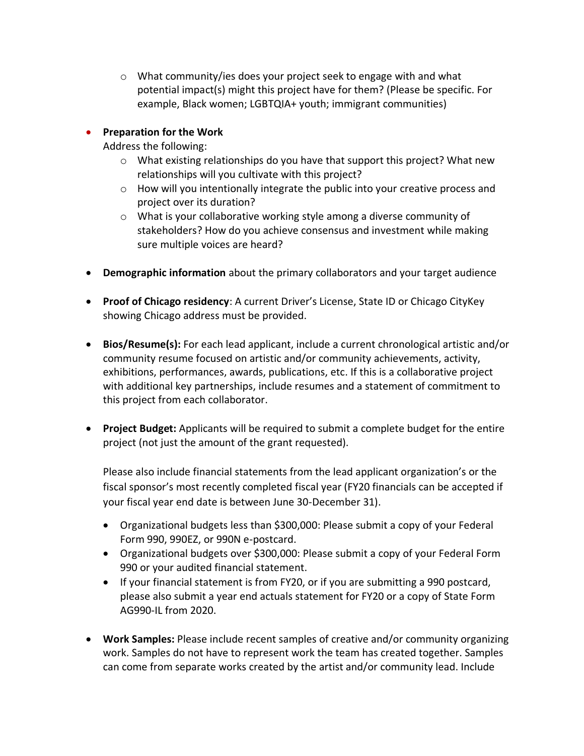- What community/ies does your project seek to engage with and what potential impact(s) might this project have for them? (Please be specific. For example, Black women; LGBTQIA+ youth; immigrant communities)

- **Preparation for the Work**
  Address the following:
    - What existing relationships do you have that support this project? What new relationships will you cultivate with this project?
    - How will you intentionally integrate the public into your creative process and project over its duration?
    - What is your collaborative working style among a diverse community of stakeholders? How do you achieve consensus and investment while making sure multiple voices are heard?

- **Demographic information** about the primary collaborators and your target audience

- **Proof of Chicago residency**: A current Driver's License, State ID or Chicago CityKey showing Chicago address must be provided.

- **Bios/Resume(s):** For each lead applicant, include a current chronological artistic and/or community resume focused on artistic and/or community achievements, activity, exhibitions, performances, awards, publications, etc. If this is a collaborative project with additional key partnerships, include resumes and a statement of commitment to this project from each collaborator.

- **Project Budget:** Applicants will be required to submit a complete budget for the entire project (not just the amount of the grant requested).

  Please also include financial statements from the lead applicant organization's or the fiscal sponsor's most recently completed fiscal year (FY20 financials can be accepted if your fiscal year end date is between June 30-December 31).

    - Organizational budgets less than $300,000: Please submit a copy of your Federal Form 990, 990EZ, or 990N e-postcard.
    - Organizational budgets over $300,000: Please submit a copy of your Federal Form 990 or your audited financial statement.
    - If your financial statement is from FY20, or if you are submitting a 990 postcard, please also submit a year end actuals statement for FY20 or a copy of State Form AG990-IL from 2020.

- **Work Samples:** Please include recent samples of creative and/or community organizing work. Samples do not have to represent work the team has created together. Samples can come from separate works created by the artist and/or community lead. Include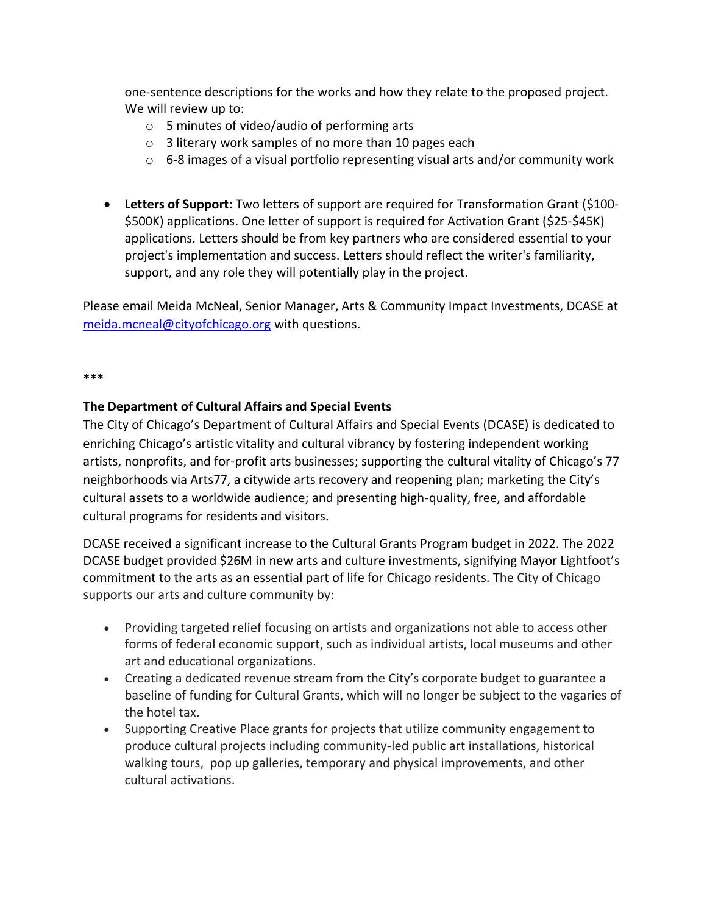one-sentence descriptions for the works and how they relate to the proposed project. We will review up to:

  - 5 minutes of video/audio of performing arts
  - 3 literary work samples of no more than 10 pages each
  - 6-8 images of a visual portfolio representing visual arts and/or community work

- **Letters of Support:** Two letters of support are required for Transformation Grant ($100-$500K) applications. One letter of support is required for Activation Grant ($25-$45K) applications. Letters should be from key partners who are considered essential to your project's implementation and success. Letters should reflect the writer's familiarity, support, and any role they will potentially play in the project.

Please email Meida McNeal, Senior Manager, Arts & Community Impact Investments, DCASE at meida.mcneal@cityofchicago.org with questions.

***

**The Department of Cultural Affairs and Special Events**

The City of Chicago's Department of Cultural Affairs and Special Events (DCASE) is dedicated to enriching Chicago's artistic vitality and cultural vibrancy by fostering independent working artists, nonprofits, and for-profit arts businesses; supporting the cultural vitality of Chicago's 77 neighborhoods via Arts77, a citywide arts recovery and reopening plan; marketing the City's cultural assets to a worldwide audience; and presenting high-quality, free, and affordable cultural programs for residents and visitors.

DCASE received a significant increase to the Cultural Grants Program budget in 2022. The 2022 DCASE budget provided $26M in new arts and culture investments, signifying Mayor Lightfoot's commitment to the arts as an essential part of life for Chicago residents. The City of Chicago supports our arts and culture community by:

- Providing targeted relief focusing on artists and organizations not able to access other forms of federal economic support, such as individual artists, local museums and other art and educational organizations.
- Creating a dedicated revenue stream from the City's corporate budget to guarantee a baseline of funding for Cultural Grants, which will no longer be subject to the vagaries of the hotel tax.
- Supporting Creative Place grants for projects that utilize community engagement to produce cultural projects including community-led public art installations, historical walking tours, pop up galleries, temporary and physical improvements, and other cultural activations.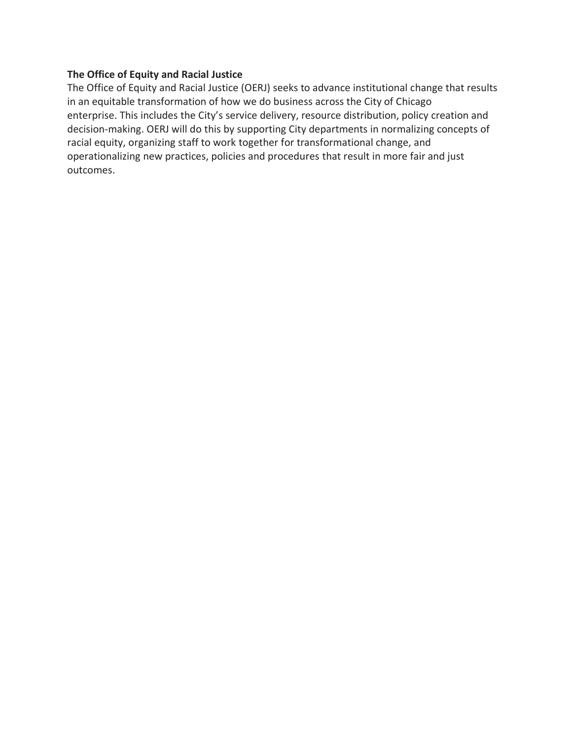**The Office of Equity and Racial Justice**

The Office of Equity and Racial Justice (OERJ) seeks to advance institutional change that results in an equitable transformation of how we do business across the City of Chicago enterprise. This includes the City's service delivery, resource distribution, policy creation and decision-making. OERJ will do this by supporting City departments in normalizing concepts of racial equity, organizing staff to work together for transformational change, and operationalizing new practices, policies and procedures that result in more fair and just outcomes.